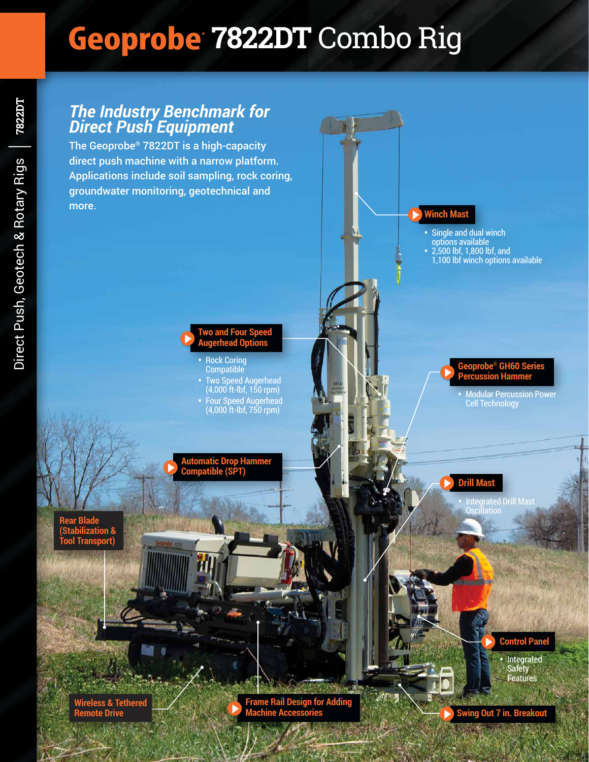# Geoprobe® 7822DT Combo Rig

## The Industry Benchmark for Direct Push Equipment

The Geoprobe® 7822DT is a high-capacity direct push machine with a narrow platform. Applications include soil sampling, rock coring, groundwater monitoring, geotechnical and more.

**Winch Mast**

- Single and dual winch options available
- 2,500 lbf, 1,800 lbf, and 1,100 lbf winch options available

**Two and Four Speed Augerhead Options**

- Rock Coring Compatible
- Two Speed Augerhead (4,000 ft-lbf, 150 rpm)
- Four Speed Augerhead (4,000 ft-lbf, 750 rpm)

**Geoprobe® GH60 Series Percussion Hammer**

- Modular Percussion Power Cell Technology

**Automatic Drop Hammer Compatible (SPT)**

**Drill Mast**

- Integrated Drill Mast Oscillation

**Rear Blade (Stabilization & Tool Transport)**

**Control Panel**

- Integrated Safety Features

**Wireless & Tethered Remote Drive**

**Frame Rail Design for Adding Machine Accessories**

**Swing Out 7 in. Breakout**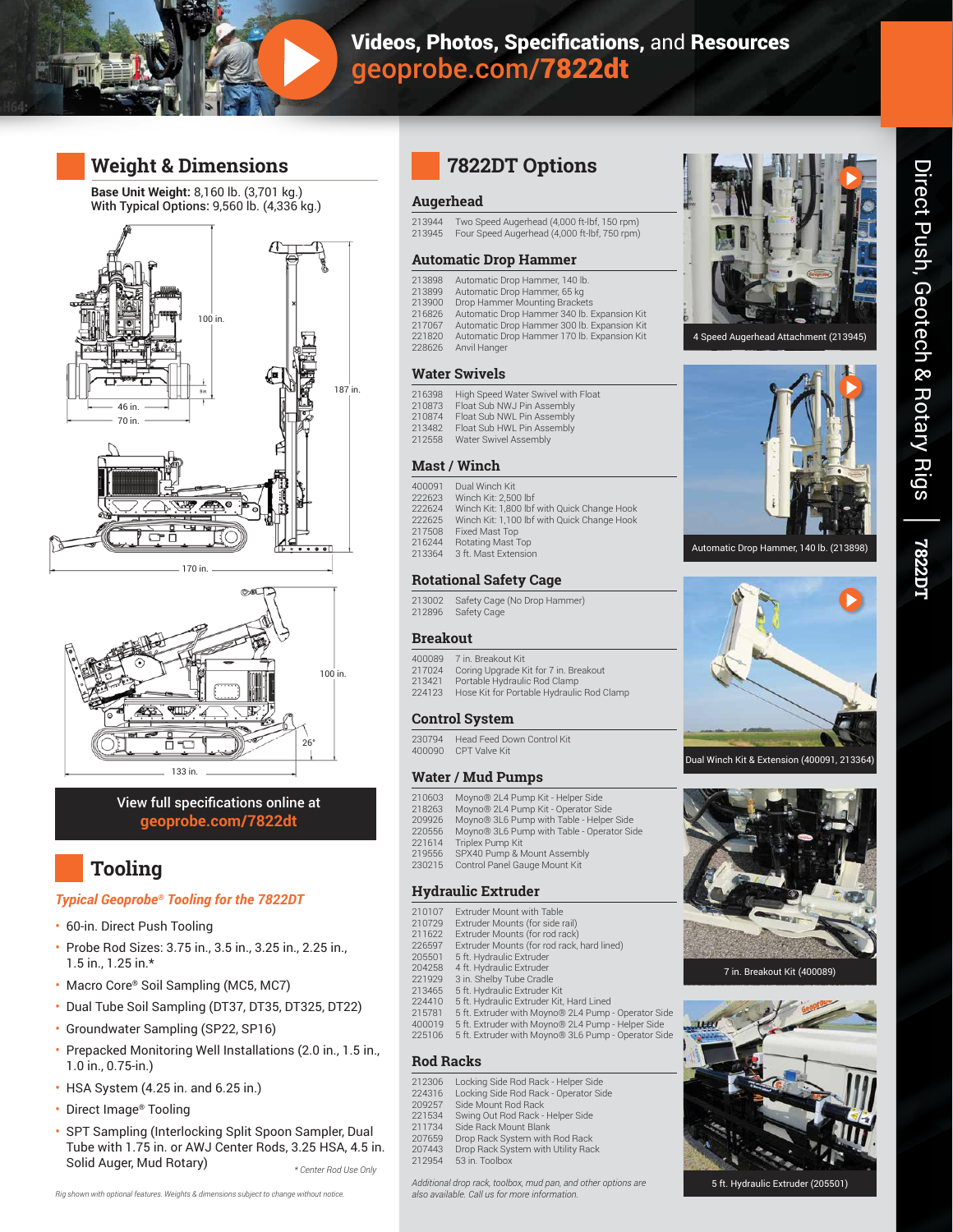# Videos, Photos, Specifications, and Resources

geoprobe.com/7822dt

## Weight & Dimensions

**Base Unit Weight:** 8,160 lb. (3,701 kg.)
**With Typical Options:** 9,560 lb. (4,336 kg.)

100 in.
46 in.
70 in.
187 in.
170 in.
100 in.
26°
133 in.

View full specifications online at
**geoprobe.com/7822dt**

## Tooling

*Typical Geoprobe® Tooling for the 7822DT*

- 60-in. Direct Push Tooling
- Probe Rod Sizes: 3.75 in., 3.5 in., 3.25 in., 2.25 in., 1.5 in., 1.25 in.*
- Macro Core® Soil Sampling (MC5, MC7)
- Dual Tube Soil Sampling (DT37, DT35, DT325, DT22)
- Groundwater Sampling (SP22, SP16)
- Prepacked Monitoring Well Installations (2.0 in., 1.5 in., 1.0 in., 0.75-in.)
- HSA System (4.25 in. and 6.25 in.)
- Direct Image® Tooling
- SPT Sampling (Interlocking Split Spoon Sampler, Dual Tube with 1.75 in. or AWJ Center Rods, 3.25 HSA, 4.5 in. Solid Auger, Mud Rotary)

*\* Center Rod Use Only*

*Rig shown with optional features. Weights & dimensions subject to change without notice.*

## 7822DT Options

### Augerhead

| | |
|---|---|
| 213944 | Two Speed Augerhead (4,000 ft-lbf, 150 rpm) |
| 213945 | Four Speed Augerhead (4,000 ft-lbf, 750 rpm) |

### Automatic Drop Hammer

| | |
|---|---|
| 213898 | Automatic Drop Hammer, 140 lb. |
| 213899 | Automatic Drop Hammer, 65 kg |
| 213900 | Drop Hammer Mounting Brackets |
| 216826 | Automatic Drop Hammer 340 lb. Expansion Kit |
| 217067 | Automatic Drop Hammer 300 lb. Expansion Kit |
| 221820 | Automatic Drop Hammer 170 lb. Expansion Kit |
| 228626 | Anvil Hanger |

### Water Swivels

| | |
|---|---|
| 216398 | High Speed Water Swivel with Float |
| 210873 | Float Sub NWJ Pin Assembly |
| 210874 | Float Sub NWL Pin Assembly |
| 213482 | Float Sub HWL Pin Assembly |
| 212558 | Water Swivel Assembly |

### Mast / Winch

| | |
|---|---|
| 400091 | Dual Winch Kit |
| 222623 | Winch Kit: 2,500 lbf |
| 222624 | Winch Kit: 1,800 lbf with Quick Change Hook |
| 222625 | Winch Kit: 1,100 lbf with Quick Change Hook |
| 217508 | Fixed Mast Top |
| 216244 | Rotating Mast Top |
| 213364 | 3 ft. Mast Extension |

### Rotational Safety Cage

| | |
|---|---|
| 213002 | Safety Cage (No Drop Hammer) |
| 212896 | Safety Cage |

### Breakout

| | |
|---|---|
| 400089 | 7 in. Breakout Kit |
| 217024 | Coring Upgrade Kit for 7 in. Breakout |
| 213421 | Portable Hydraulic Rod Clamp |
| 224123 | Hose Kit for Portable Hydraulic Rod Clamp |

### Control System

| | |
|---|---|
| 230794 | Head Feed Down Control Kit |
| 400090 | CPT Valve Kit |

### Water / Mud Pumps

| | |
|---|---|
| 210603 | Moyno® 2L4 Pump Kit - Helper Side |
| 218263 | Moyno® 2L4 Pump Kit - Operator Side |
| 209926 | Moyno® 3L6 Pump with Table - Helper Side |
| 220556 | Moyno® 3L6 Pump with Table - Operator Side |
| 221614 | Triplex Pump Kit |
| 219556 | SPX40 Pump & Mount Assembly |
| 230215 | Control Panel Gauge Mount Kit |

### Hydraulic Extruder

| | |
|---|---|
| 210107 | Extruder Mount with Table |
| 210729 | Extruder Mounts (for side rail) |
| 211622 | Extruder Mounts (for rod rack) |
| 226597 | Extruder Mounts (for rod rack, hard lined) |
| 205501 | 5 ft. Hydraulic Extruder |
| 204258 | 4 ft. Hydraulic Extruder |
| 221929 | 3 in. Shelby Tube Cradle |
| 213465 | 5 ft. Hydraulic Extruder Kit |
| 224410 | 5 ft. Hydraulic Extruder Kit, Hard Lined |
| 215781 | 5 ft. Extruder with Moyno® 2L4 Pump - Operator Side |
| 400019 | 5 ft. Extruder with Moyno® 2L4 Pump - Helper Side |
| 225106 | 5 ft. Extruder with Moyno® 3L6 Pump - Operator Side |

### Rod Racks

| | |
|---|---|
| 212306 | Locking Side Rod Rack - Helper Side |
| 224316 | Locking Side Rod Rack - Operator Side |
| 209257 | Side Mount Rod Rack |
| 221534 | Swing Out Rod Rack - Helper Side |
| 211734 | Side Rack Mount Blank |
| 207659 | Drop Rack System with Rod Rack |
| 207443 | Drop Rack System with Utility Rack |
| 212954 | 53 in. Toolbox |

*Additional drop rack, toolbox, mud pan, and other options are also available. Call us for more information.*

4 Speed Augerhead Attachment (213945)

Automatic Drop Hammer, 140 lb. (213898)

Dual Winch Kit & Extension (400091, 213364)

7 in. Breakout Kit (400089)

5 ft. Hydraulic Extruder (205501)

Direct Push, Geotech & Rotary Rigs | 7822DT